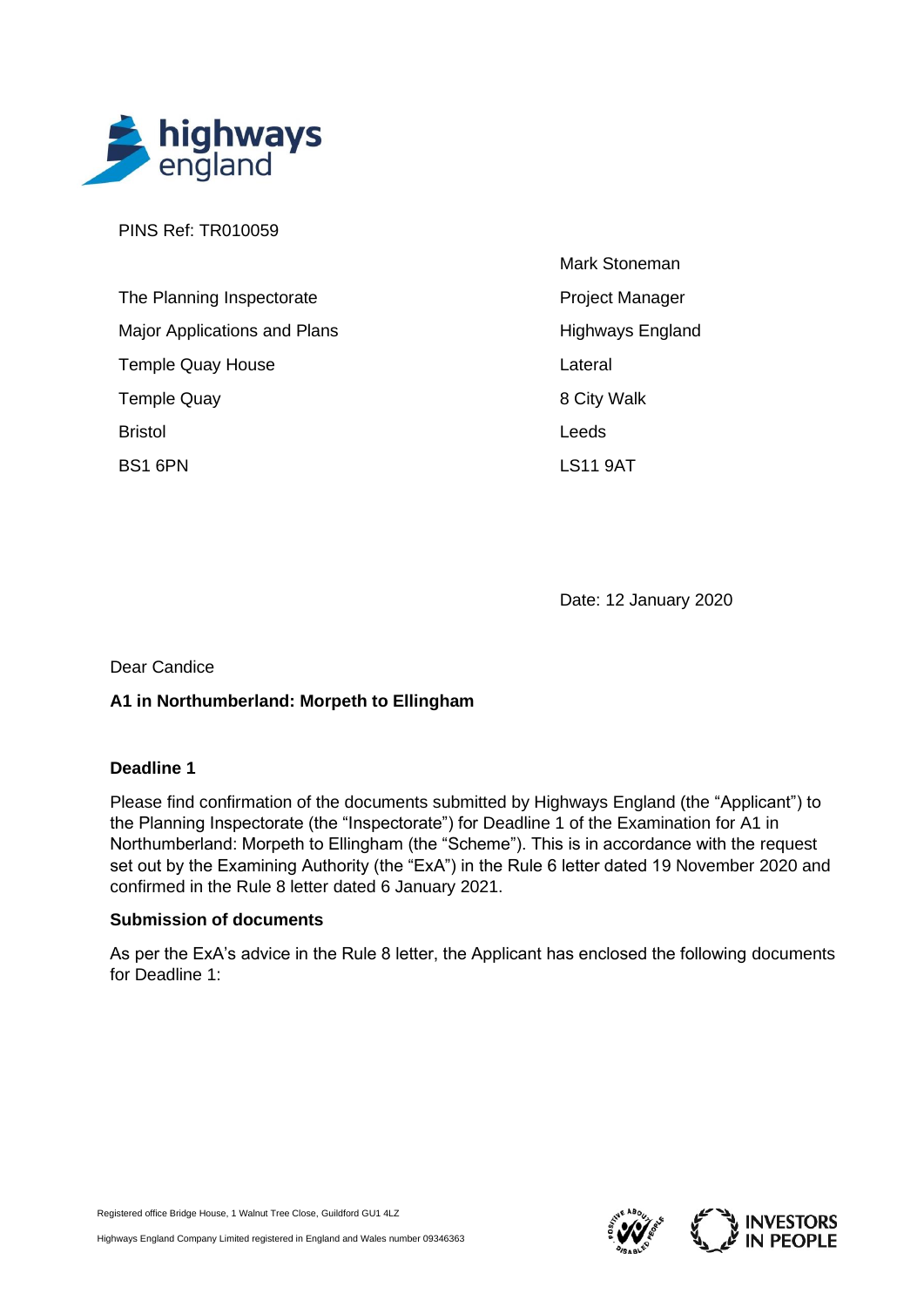PINS Ref: TR010059

The Planning Inspectorate
Major Applications and Plans
Temple Quay House
Temple Quay
Bristol
BS1 6PN

Mark Stoneman
Project Manager
Highways England
Lateral
8 City Walk
Leeds
LS11 9AT

Date: 12 January 2020

Dear Candice

**A1 in Northumberland: Morpeth to Ellingham**

**Deadline 1**

Please find confirmation of the documents submitted by Highways England (the "Applicant") to the Planning Inspectorate (the "Inspectorate") for Deadline 1 of the Examination for A1 in Northumberland: Morpeth to Ellingham (the "Scheme"). This is in accordance with the request set out by the Examining Authority (the "ExA") in the Rule 6 letter dated 19 November 2020 and confirmed in the Rule 8 letter dated 6 January 2021.

**Submission of documents**

As per the ExA's advice in the Rule 8 letter, the Applicant has enclosed the following documents for Deadline 1:

Registered office Bridge House, 1 Walnut Tree Close, Guildford GU1 4LZ

Highways England Company Limited registered in England and Wales number 09346363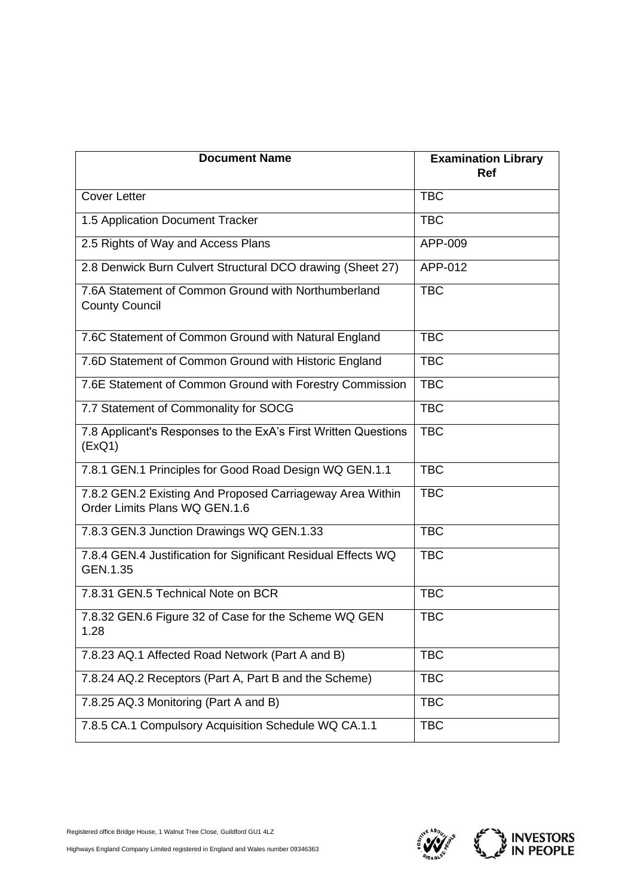| Document Name | Examination Library Ref |
|---|---|
| Cover Letter | TBC |
| 1.5 Application Document Tracker | TBC |
| 2.5 Rights of Way and Access Plans | APP-009 |
| 2.8 Denwick Burn Culvert Structural DCO drawing (Sheet 27) | APP-012 |
| 7.6A Statement of Common Ground with Northumberland County Council | TBC |
| 7.6C Statement of Common Ground with Natural England | TBC |
| 7.6D Statement of Common Ground with Historic England | TBC |
| 7.6E Statement of Common Ground with Forestry Commission | TBC |
| 7.7 Statement of Commonality for SOCG | TBC |
| 7.8 Applicant's Responses to the ExA's First Written Questions (ExQ1) | TBC |
| 7.8.1 GEN.1 Principles for Good Road Design WQ GEN.1.1 | TBC |
| 7.8.2 GEN.2 Existing And Proposed Carriageway Area Within Order Limits Plans WQ GEN.1.6 | TBC |
| 7.8.3 GEN.3 Junction Drawings WQ GEN.1.33 | TBC |
| 7.8.4 GEN.4 Justification for Significant Residual Effects WQ GEN.1.35 | TBC |
| 7.8.31 GEN.5 Technical Note on BCR | TBC |
| 7.8.32 GEN.6 Figure 32 of Case for the Scheme WQ GEN 1.28 | TBC |
| 7.8.23 AQ.1 Affected Road Network (Part A and B) | TBC |
| 7.8.24 AQ.2 Receptors (Part A, Part B and the Scheme) | TBC |
| 7.8.25 AQ.3 Monitoring (Part A and B) | TBC |
| 7.8.5 CA.1 Compulsory Acquisition Schedule WQ CA.1.1 | TBC |

Registered office Bridge House, 1 Walnut Tree Close, Guildford GU1 4LZ

Highways England Company Limited registered in England and Wales number 09346363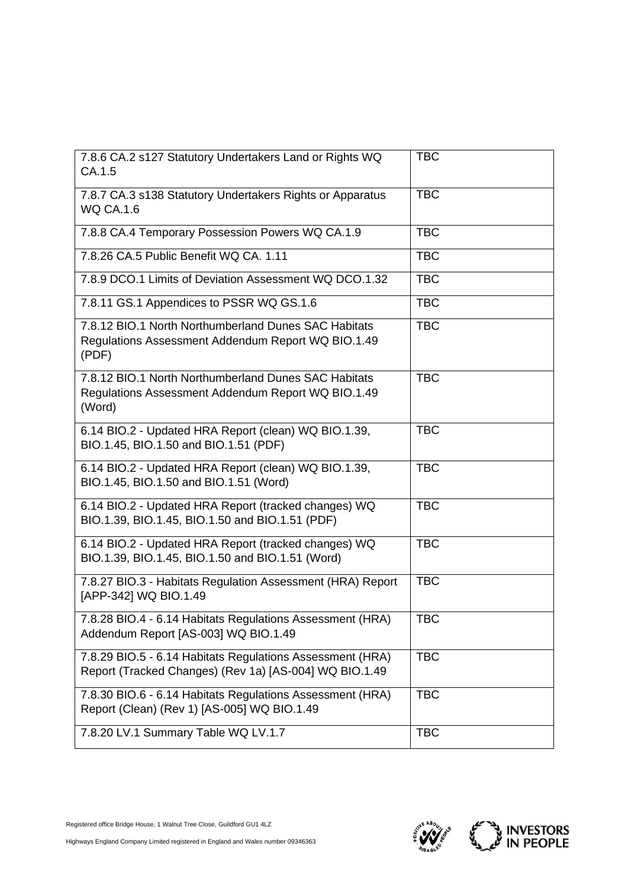| | |
|---|---|
| 7.8.6 CA.2 s127 Statutory Undertakers Land or Rights WQ CA.1.5 | TBC |
| 7.8.7 CA.3 s138 Statutory Undertakers Rights or Apparatus WQ CA.1.6 | TBC |
| 7.8.8 CA.4 Temporary Possession Powers WQ CA.1.9 | TBC |
| 7.8.26 CA.5 Public Benefit WQ CA. 1.11 | TBC |
| 7.8.9 DCO.1 Limits of Deviation Assessment WQ DCO.1.32 | TBC |
| 7.8.11 GS.1 Appendices to PSSR WQ GS.1.6 | TBC |
| 7.8.12 BIO.1 North Northumberland Dunes SAC Habitats Regulations Assessment Addendum Report WQ BIO.1.49 (PDF) | TBC |
| 7.8.12 BIO.1 North Northumberland Dunes SAC Habitats Regulations Assessment Addendum Report WQ BIO.1.49 (Word) | TBC |
| 6.14 BIO.2 - Updated HRA Report (clean) WQ BIO.1.39, BIO.1.45, BIO.1.50 and BIO.1.51 (PDF) | TBC |
| 6.14 BIO.2 - Updated HRA Report (clean) WQ BIO.1.39, BIO.1.45, BIO.1.50 and BIO.1.51 (Word) | TBC |
| 6.14 BIO.2 - Updated HRA Report (tracked changes) WQ BIO.1.39, BIO.1.45, BIO.1.50 and BIO.1.51 (PDF) | TBC |
| 6.14 BIO.2 - Updated HRA Report (tracked changes) WQ BIO.1.39, BIO.1.45, BIO.1.50 and BIO.1.51 (Word) | TBC |
| 7.8.27 BIO.3 - Habitats Regulation Assessment (HRA) Report [APP-342] WQ BIO.1.49 | TBC |
| 7.8.28 BIO.4 - 6.14 Habitats Regulations Assessment (HRA) Addendum Report [AS-003] WQ BIO.1.49 | TBC |
| 7.8.29 BIO.5 - 6.14 Habitats Regulations Assessment (HRA) Report (Tracked Changes) (Rev 1a) [AS-004] WQ BIO.1.49 | TBC |
| 7.8.30 BIO.6 - 6.14 Habitats Regulations Assessment (HRA) Report (Clean) (Rev 1) [AS-005] WQ BIO.1.49 | TBC |
| 7.8.20 LV.1 Summary Table WQ LV.1.7 | TBC |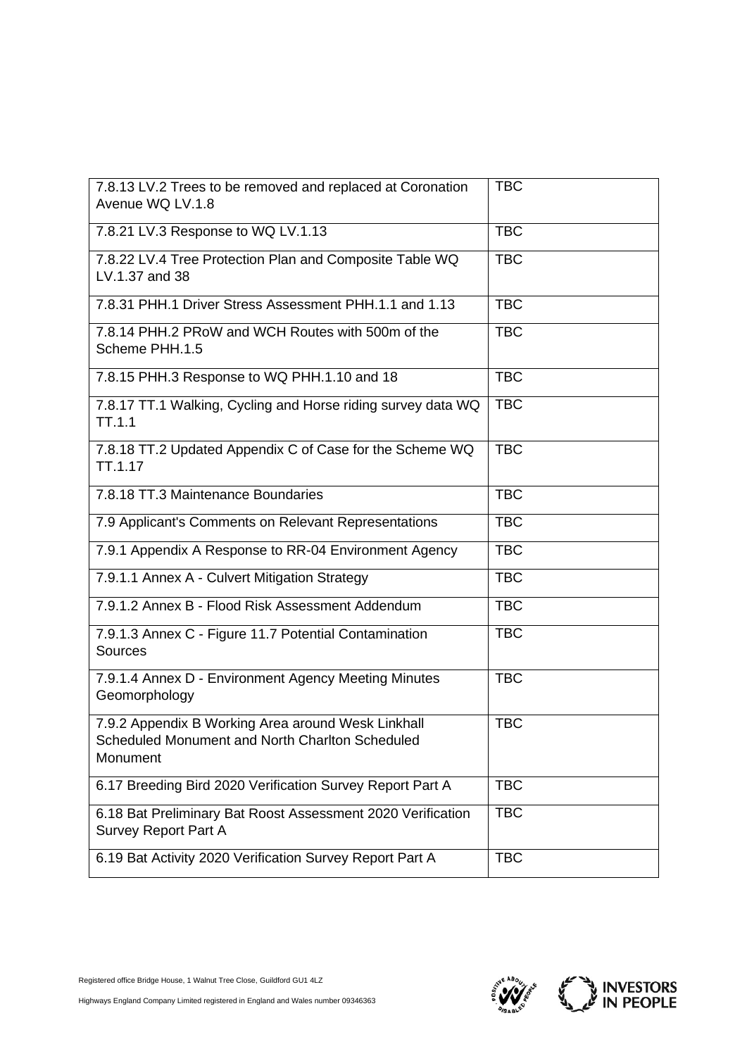| | |
|---|---|
| 7.8.13 LV.2 Trees to be removed and replaced at Coronation Avenue WQ LV.1.8 | TBC |
| 7.8.21 LV.3 Response to WQ LV.1.13 | TBC |
| 7.8.22 LV.4 Tree Protection Plan and Composite Table WQ LV.1.37 and 38 | TBC |
| 7.8.31 PHH.1 Driver Stress Assessment PHH.1.1 and 1.13 | TBC |
| 7.8.14 PHH.2 PRoW and WCH Routes with 500m of the Scheme PHH.1.5 | TBC |
| 7.8.15 PHH.3 Response to WQ PHH.1.10 and 18 | TBC |
| 7.8.17 TT.1 Walking, Cycling and Horse riding survey data WQ TT.1.1 | TBC |
| 7.8.18 TT.2 Updated Appendix C of Case for the Scheme WQ TT.1.17 | TBC |
| 7.8.18 TT.3 Maintenance Boundaries | TBC |
| 7.9 Applicant's Comments on Relevant Representations | TBC |
| 7.9.1 Appendix A Response to RR-04 Environment Agency | TBC |
| 7.9.1.1 Annex A - Culvert Mitigation Strategy | TBC |
| 7.9.1.2 Annex B - Flood Risk Assessment Addendum | TBC |
| 7.9.1.3 Annex C - Figure 11.7 Potential Contamination Sources | TBC |
| 7.9.1.4 Annex D - Environment Agency Meeting Minutes Geomorphology | TBC |
| 7.9.2 Appendix B Working Area around Wesk Linkhall Scheduled Monument and North Charlton Scheduled Monument | TBC |
| 6.17 Breeding Bird 2020 Verification Survey Report Part A | TBC |
| 6.18 Bat Preliminary Bat Roost Assessment 2020 Verification Survey Report Part A | TBC |
| 6.19 Bat Activity 2020 Verification Survey Report Part A | TBC |

Registered office Bridge House, 1 Walnut Tree Close, Guildford GU1 4LZ

Highways England Company Limited registered in England and Wales number 09346363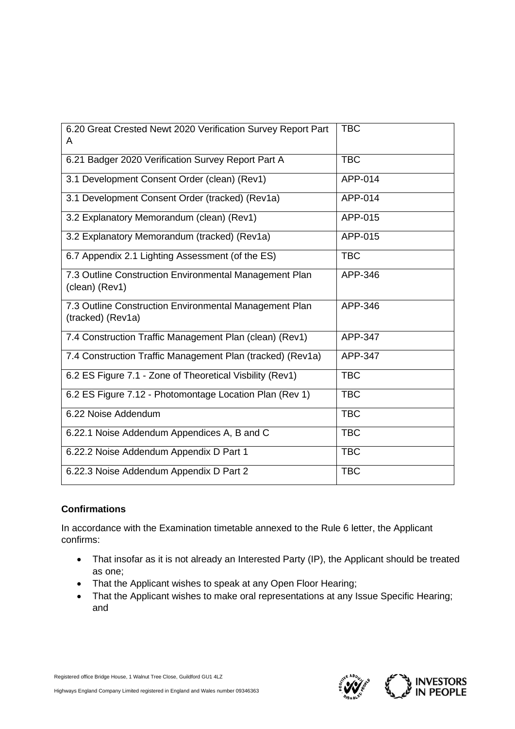| 6.20 Great Crested Newt 2020 Verification Survey Report Part A | TBC |
|---|---|
| 6.21 Badger 2020 Verification Survey Report Part A | TBC |
| 3.1 Development Consent Order (clean) (Rev1) | APP-014 |
| 3.1 Development Consent Order (tracked) (Rev1a) | APP-014 |
| 3.2 Explanatory Memorandum (clean) (Rev1) | APP-015 |
| 3.2 Explanatory Memorandum (tracked) (Rev1a) | APP-015 |
| 6.7 Appendix 2.1 Lighting Assessment (of the ES) | TBC |
| 7.3 Outline Construction Environmental Management Plan (clean) (Rev1) | APP-346 |
| 7.3 Outline Construction Environmental Management Plan (tracked) (Rev1a) | APP-346 |
| 7.4 Construction Traffic Management Plan (clean) (Rev1) | APP-347 |
| 7.4 Construction Traffic Management Plan (tracked) (Rev1a) | APP-347 |
| 6.2 ES Figure 7.1 - Zone of Theoretical Visbility (Rev1) | TBC |
| 6.2 ES Figure 7.12 - Photomontage Location Plan (Rev 1) | TBC |
| 6.22 Noise Addendum | TBC |
| 6.22.1 Noise Addendum Appendices A, B and C | TBC |
| 6.22.2 Noise Addendum Appendix D Part 1 | TBC |
| 6.22.3 Noise Addendum Appendix D Part 2 | TBC |

**Confirmations**

In accordance with the Examination timetable annexed to the Rule 6 letter, the Applicant confirms:

- That insofar as it is not already an Interested Party (IP), the Applicant should be treated as one;
- That the Applicant wishes to speak at any Open Floor Hearing;
- That the Applicant wishes to make oral representations at any Issue Specific Hearing; and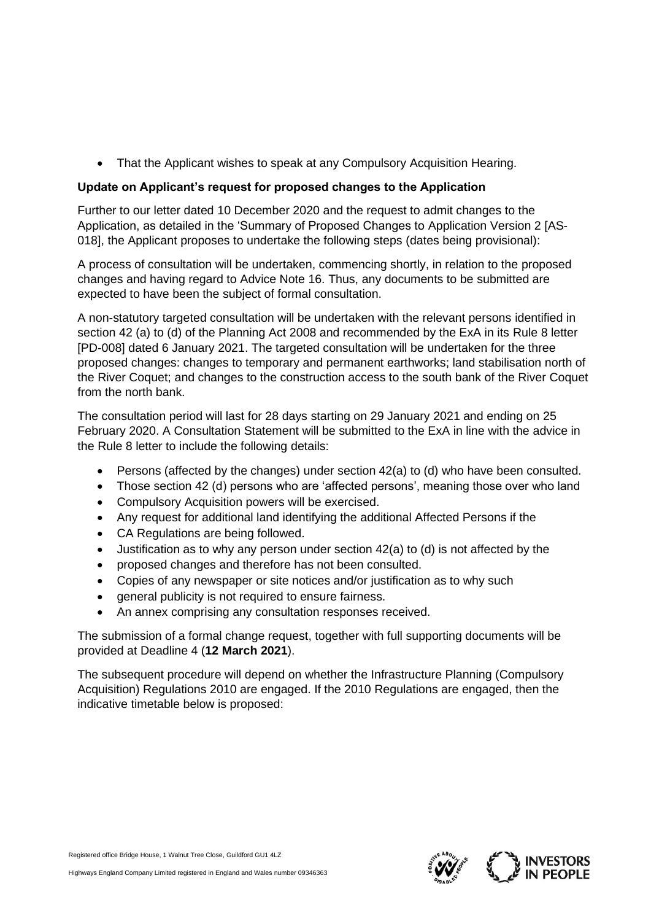- That the Applicant wishes to speak at any Compulsory Acquisition Hearing.

**Update on Applicant's request for proposed changes to the Application**

Further to our letter dated 10 December 2020 and the request to admit changes to the Application, as detailed in the 'Summary of Proposed Changes to Application Version 2 [AS-018], the Applicant proposes to undertake the following steps (dates being provisional):

A process of consultation will be undertaken, commencing shortly, in relation to the proposed changes and having regard to Advice Note 16. Thus, any documents to be submitted are expected to have been the subject of formal consultation.

A non-statutory targeted consultation will be undertaken with the relevant persons identified in section 42 (a) to (d) of the Planning Act 2008 and recommended by the ExA in its Rule 8 letter [PD-008] dated 6 January 2021. The targeted consultation will be undertaken for the three proposed changes: changes to temporary and permanent earthworks; land stabilisation north of the River Coquet; and changes to the construction access to the south bank of the River Coquet from the north bank.

The consultation period will last for 28 days starting on 29 January 2021 and ending on 25 February 2020. A Consultation Statement will be submitted to the ExA in line with the advice in the Rule 8 letter to include the following details:

- Persons (affected by the changes) under section 42(a) to (d) who have been consulted.
- Those section 42 (d) persons who are 'affected persons', meaning those over who land
- Compulsory Acquisition powers will be exercised.
- Any request for additional land identifying the additional Affected Persons if the
- CA Regulations are being followed.
- Justification as to why any person under section 42(a) to (d) is not affected by the
- proposed changes and therefore has not been consulted.
- Copies of any newspaper or site notices and/or justification as to why such
- general publicity is not required to ensure fairness.
- An annex comprising any consultation responses received.

The submission of a formal change request, together with full supporting documents will be provided at Deadline 4 (**12 March 2021**).

The subsequent procedure will depend on whether the Infrastructure Planning (Compulsory Acquisition) Regulations 2010 are engaged. If the 2010 Regulations are engaged, then the indicative timetable below is proposed: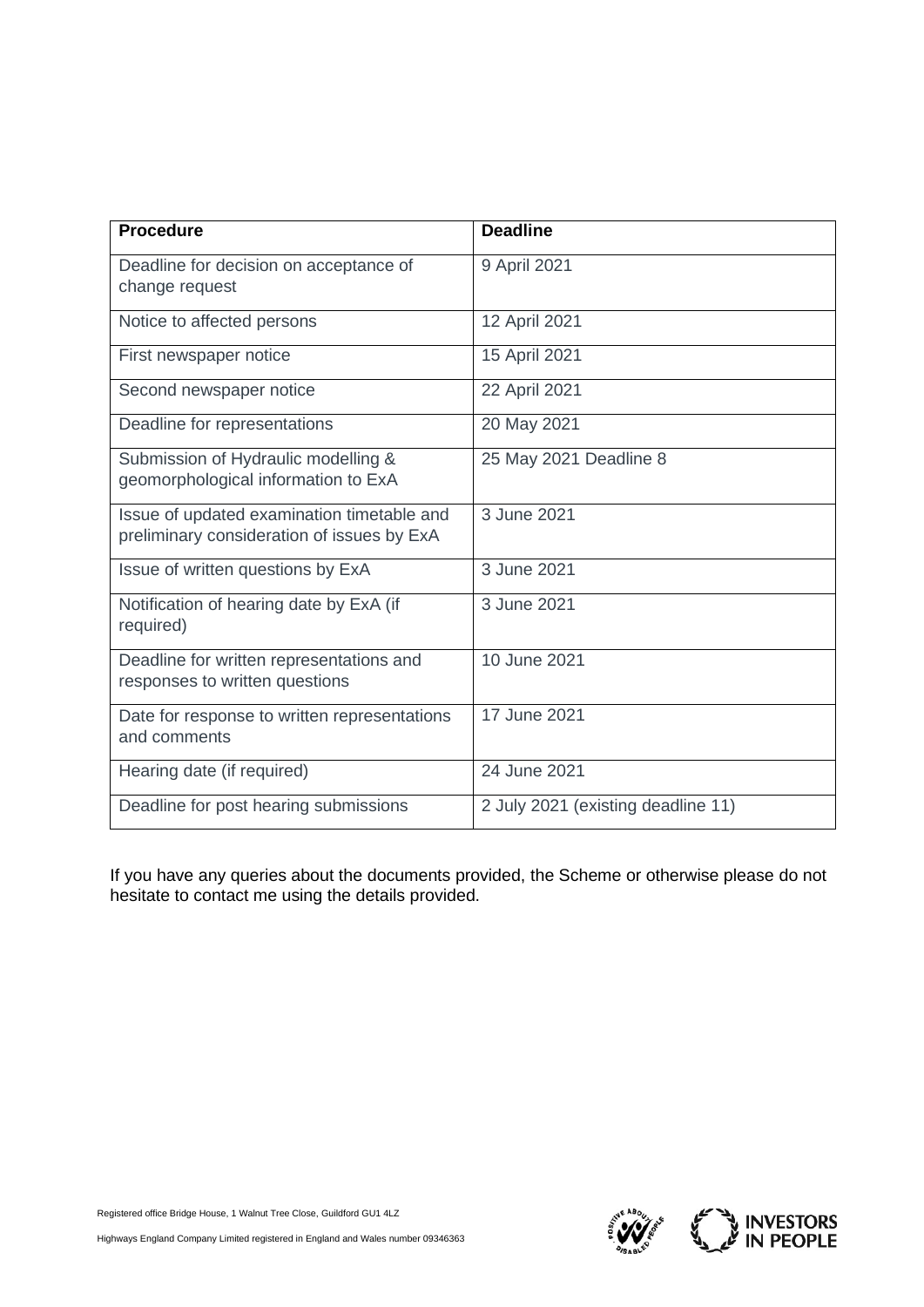| Procedure | Deadline |
|---|---|
| Deadline for decision on acceptance of change request | 9 April 2021 |
| Notice to affected persons | 12 April 2021 |
| First newspaper notice | 15 April 2021 |
| Second newspaper notice | 22 April 2021 |
| Deadline for representations | 20 May 2021 |
| Submission of Hydraulic modelling & geomorphological information to ExA | 25 May 2021 Deadline 8 |
| Issue of updated examination timetable and preliminary consideration of issues by ExA | 3 June 2021 |
| Issue of written questions by ExA | 3 June 2021 |
| Notification of hearing date by ExA (if required) | 3 June 2021 |
| Deadline for written representations and responses to written questions | 10 June 2021 |
| Date for response to written representations and comments | 17 June 2021 |
| Hearing date (if required) | 24 June 2021 |
| Deadline for post hearing submissions | 2 July 2021 (existing deadline 11) |

If you have any queries about the documents provided, the Scheme or otherwise please do not hesitate to contact me using the details provided.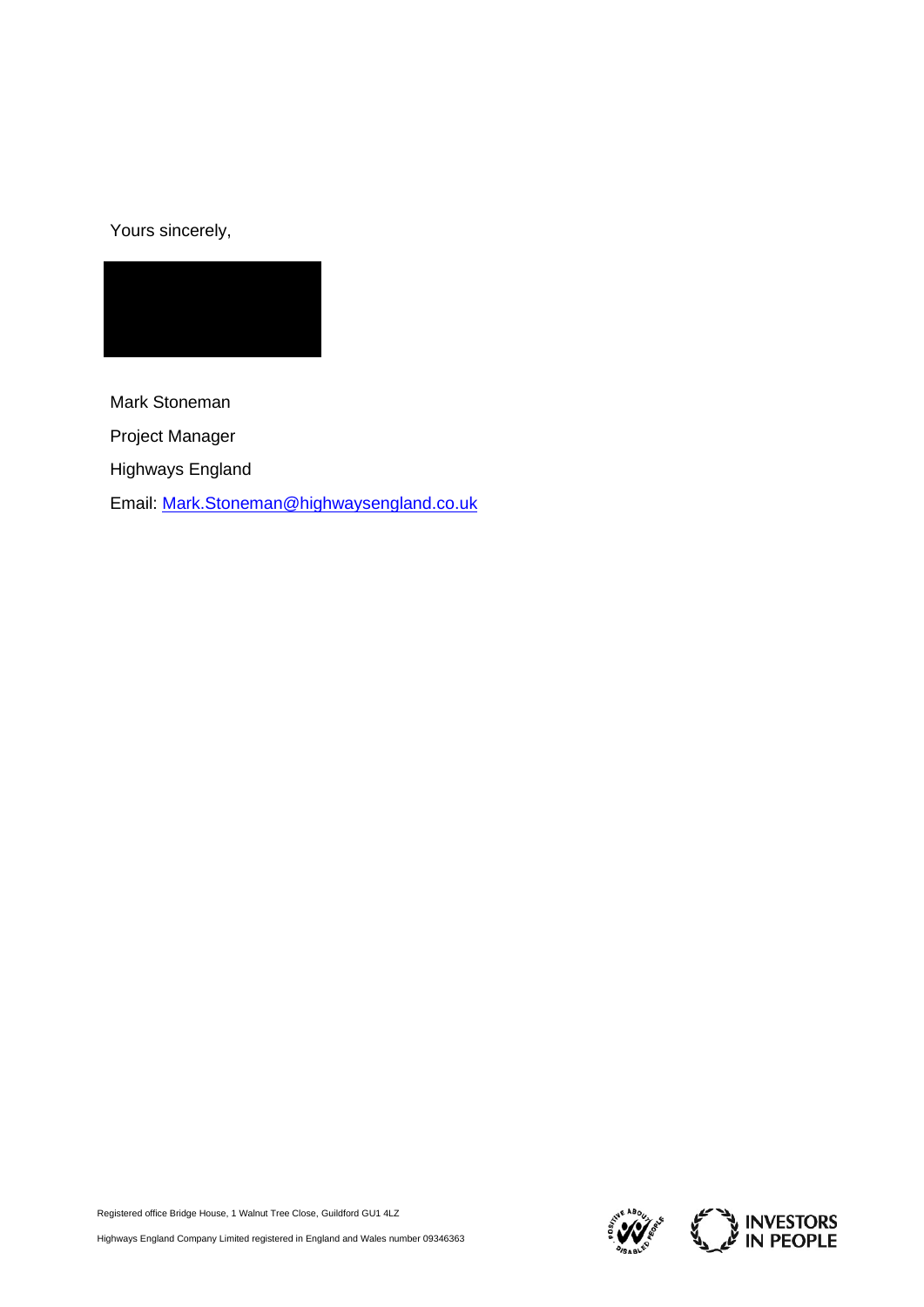Yours sincerely,

Mark Stoneman

Project Manager

Highways England

Email: [Mark.Stoneman@highwaysengland.co.uk](mailto:Mark.Stoneman@highwaysengland.co.uk)

Registered office Bridge House, 1 Walnut Tree Close, Guildford GU1 4LZ

Highways England Company Limited registered in England and Wales number 09346363